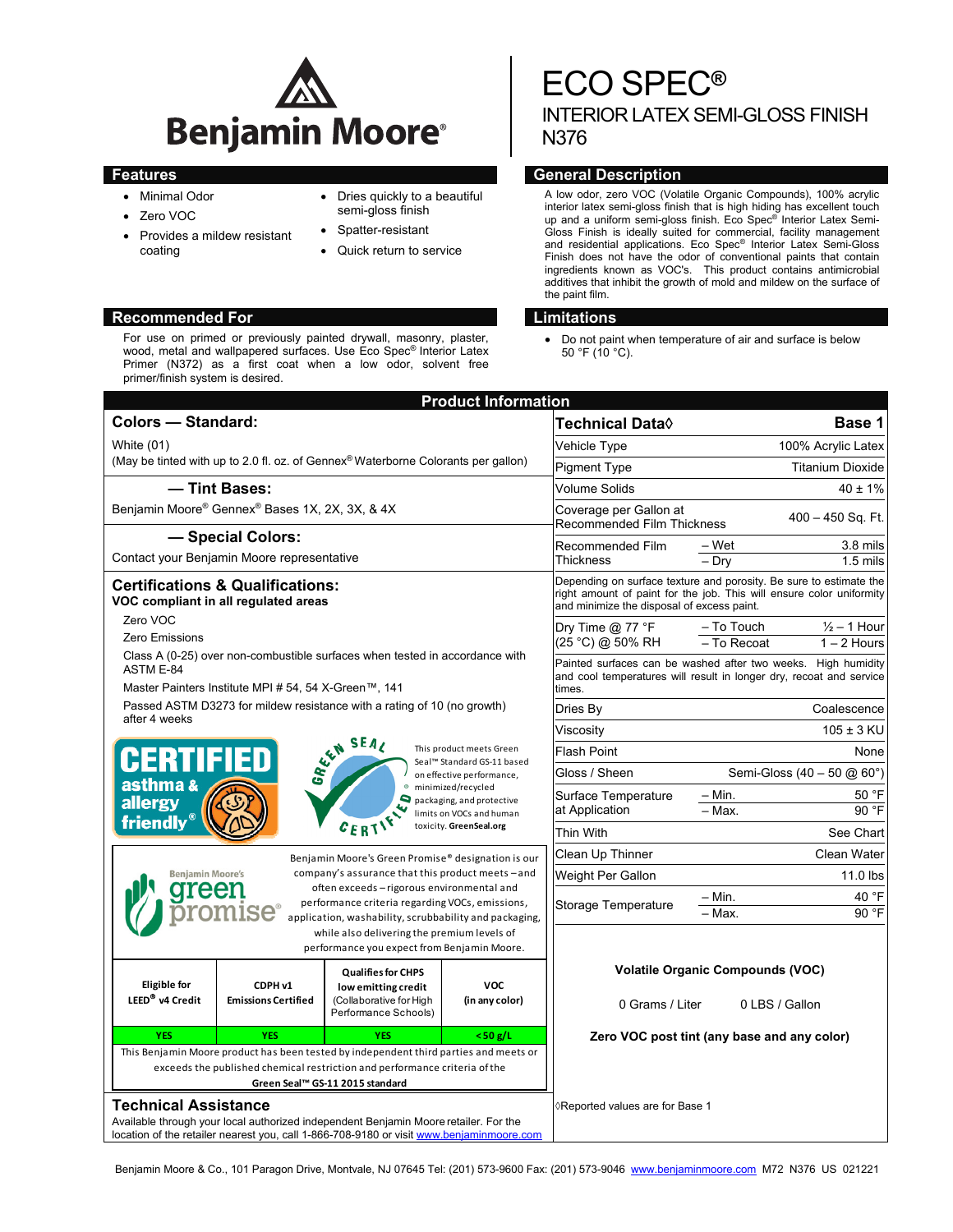# ECO SPEC®

## INTERIOR LATEX SEMI-GLOSS FINISH
## N376

## Features

- Minimal Odor
- Zero VOC
- Provides a mildew resistant coating
- Dries quickly to a beautiful semi-gloss finish
- Spatter-resistant
- Quick return to service

## General Description

A low odor, zero VOC (Volatile Organic Compounds), 100% acrylic interior latex semi-gloss finish that is high hiding has excellent touch up and a uniform semi-gloss finish. Eco Spec® Interior Latex Semi-Gloss Finish is ideally suited for commercial, facility management and residential applications. Eco Spec® Interior Latex Semi-Gloss Finish does not have the odor of conventional paints that contain ingredients known as VOC's. This product contains antimicrobial additives that inhibit the growth of mold and mildew on the surface of the paint film.

## Recommended For

For use on primed or previously painted drywall, masonry, plaster, wood, metal and wallpapered surfaces. Use Eco Spec® Interior Latex Primer (N372) as a first coat when a low odor, solvent free primer/finish system is desired.

## Limitations

- Do not paint when temperature of air and surface is below 50 °F (10 °C).

## Product Information

### Colors — Standard:

White (01)
(May be tinted with up to 2.0 fl. oz. of Gennex® Waterborne Colorants per gallon)

### — Tint Bases:

Benjamin Moore® Gennex® Bases 1X, 2X, 3X, & 4X

### — Special Colors:

Contact your Benjamin Moore representative

### Certifications & Qualifications:

**VOC compliant in all regulated areas**

Zero VOC

Zero Emissions

Class A (0-25) over non-combustible surfaces when tested in accordance with ASTM E-84

Master Painters Institute MPI # 54, 54 X-Green™, 141

Passed ASTM D3273 for mildew resistance with a rating of 10 (no growth) after 4 weeks

CERTIFIED asthma & allergy friendly®

GREEN SEAL CERTIFIED — This product meets Green Seal™ Standard GS-11 based on effective performance, minimized/recycled packaging, and protective limits on VOCs and human toxicity. GreenSeal.org

Benjamin Moore's green promise® — Benjamin Moore's Green Promise® designation is our company's assurance that this product meets – and often exceeds – rigorous environmental and performance criteria regarding VOCs, emissions, application, washability, scrubbability and packaging, while also delivering the premium levels of performance you expect from Benjamin Moore.

| Eligible for LEED® v4 Credit | CDPH v1 Emissions Certified | Qualifies for CHPS low emitting credit (Collaborative for High Performance Schools) | VOC (in any color) |
|---|---|---|---|
| YES | YES | YES | < 50 g/L |

This Benjamin Moore product has been tested by independent third parties and meets or exceeds the published chemical restriction and performance criteria of the **Green Seal™ GS-11 2015 standard**

### Technical Data◊

| Technical Data◊ | | Base 1 |
|---|---|---|
| Vehicle Type | | 100% Acrylic Latex |
| Pigment Type | | Titanium Dioxide |
| Volume Solids | | 40 ± 1% |
| Coverage per Gallon at Recommended Film Thickness | | 400 – 450 Sq. Ft. |
| Recommended Film Thickness | – Wet | 3.8 mils |
| | – Dry | 1.5 mils |
| Depending on surface texture and porosity. Be sure to estimate the right amount of paint for the job. This will ensure color uniformity and minimize the disposal of excess paint. | | |
| Dry Time @ 77 °F (25 °C) @ 50% RH | – To Touch | ½ – 1 Hour |
| | – To Recoat | 1 – 2 Hours |
| Painted surfaces can be washed after two weeks. High humidity and cool temperatures will result in longer dry, recoat and service times. | | |
| Dries By | | Coalescence |
| Viscosity | | 105 ± 3 KU |
| Flash Point | | None |
| Gloss / Sheen | | Semi-Gloss (40 – 50 @ 60°) |
| Surface Temperature at Application | – Min. | 50 °F |
| | – Max. | 90 °F |
| Thin With | | See Chart |
| Clean Up Thinner | | Clean Water |
| Weight Per Gallon | | 11.0 lbs |
| Storage Temperature | – Min. | 40 °F |
| | – Max. | 90 °F |

**Volatile Organic Compounds (VOC)**

0 Grams / Liter    0 LBS / Gallon

**Zero VOC post tint (any base and any color)**

◊Reported values are for Base 1

### Technical Assistance

Available through your local authorized independent Benjamin Moore retailer. For the location of the retailer nearest you, call 1-866-708-9180 or visit www.benjaminmoore.com

Benjamin Moore & Co., 101 Paragon Drive, Montvale, NJ 07645 Tel: (201) 573-9600 Fax: (201) 573-9046 www.benjaminmoore.com M72 N376 US 021221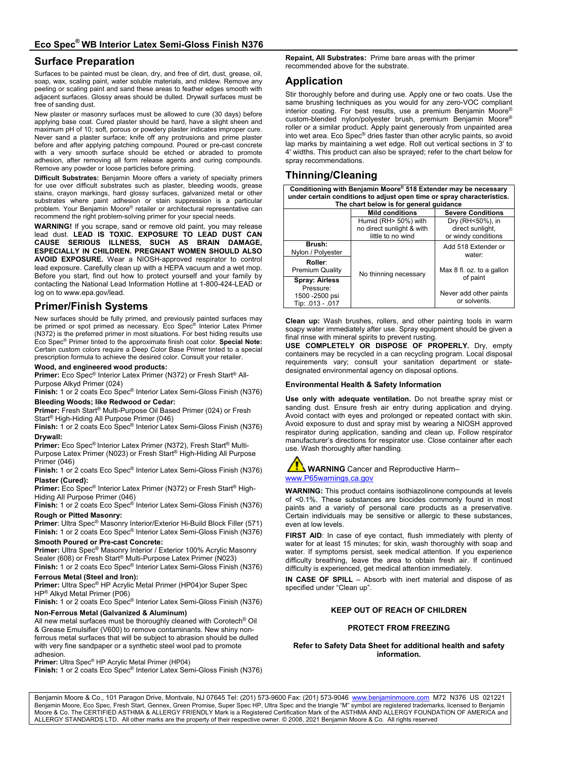## Eco Spec® WB Interior Latex Semi-Gloss Finish N376

## Surface Preparation

Surfaces to be painted must be clean, dry, and free of dirt, dust, grease, oil, soap, wax, scaling paint, water soluble materials, and mildew. Remove any peeling or scaling paint and sand these areas to feather edges smooth with adjacent surfaces. Glossy areas should be dulled. Drywall surfaces must be free of sanding dust.

New plaster or masonry surfaces must be allowed to cure (30 days) before applying base coat. Cured plaster should be hard, have a slight sheen and maximum pH of 10; soft, porous or powdery plaster indicates improper cure. Never sand a plaster surface; knife off any protrusions and prime plaster before and after applying patching compound. Poured or pre-cast concrete with a very smooth surface should be etched or abraded to promote adhesion, after removing all form release agents and curing compounds. Remove any powder or loose particles before priming.

**Difficult Substrates:** Benjamin Moore offers a variety of specialty primers for use over difficult substrates such as plaster, bleeding woods, grease stains, crayon markings, hard glossy surfaces, galvanized metal or other substrates where paint adhesion or stain suppression is a particular problem. Your Benjamin Moore® retailer or architectural representative can recommend the right problem-solving primer for your special needs.

**WARNING!** If you scrape, sand or remove old paint, you may release lead dust. **LEAD IS TOXIC. EXPOSURE TO LEAD DUST CAN CAUSE SERIOUS ILLNESS, SUCH AS BRAIN DAMAGE, ESPECIALLY IN CHILDREN. PREGNANT WOMEN SHOULD ALSO AVOID EXPOSURE.** Wear a NIOSH-approved respirator to control lead exposure. Carefully clean up with a HEPA vacuum and a wet mop. Before you start, find out how to protect yourself and your family by contacting the National Lead Information Hotline at 1-800-424-LEAD or log on to www.epa.gov/lead.

## Primer/Finish Systems

New surfaces should be fully primed, and previously painted surfaces may be primed or spot primed as necessary. Eco Spec® Interior Latex Primer (N372) is the preferred primer in most situations. For best hiding results use Eco Spec® Primer tinted to the approximate finish coat color. **Special Note:** Certain custom colors require a Deep Color Base Primer tinted to a special prescription formula to achieve the desired color. Consult your retailer.

**Wood, and engineered wood products:**
**Primer:** Eco Spec® Interior Latex Primer (N372) or Fresh Start® All-Purpose Alkyd Primer (024)
**Finish:** 1 or 2 coats Eco Spec® Interior Latex Semi-Gloss Finish (N376)

**Bleeding Woods; like Redwood or Cedar:**
**Primer:** Fresh Start® Multi-Purpose Oil Based Primer (024) or Fresh Start® High-Hiding All Purpose Primer (046)
**Finish:** 1 or 2 coats Eco Spec® Interior Latex Semi-Gloss Finish (N376)

**Drywall:**
**Primer:** Eco Spec® Interior Latex Primer (N372), Fresh Start® Multi-Purpose Latex Primer (N023) or Fresh Start® High-Hiding All Purpose Primer (046)
**Finish:** 1 or 2 coats Eco Spec® Interior Latex Semi-Gloss Finish (N376)

**Plaster (Cured):**
**Primer:** Eco Spec® Interior Latex Primer (N372) or Fresh Start® High-Hiding All Purpose Primer (046)
**Finish:** 1 or 2 coats Eco Spec® Interior Latex Semi-Gloss Finish (N376)

**Rough or Pitted Masonry:**
**Primer**: Ultra Spec® Masonry Interior/Exterior Hi-Build Block Filler (571)
**Finish:** 1 or 2 coats Eco Spec® Interior Latex Semi-Gloss Finish (N376)

**Smooth Poured or Pre-cast Concrete:**
**Primer:** Ultra Spec® Masonry Interior / Exterior 100% Acrylic Masonry Sealer (608) or Fresh Start® Multi-Purpose Latex Primer (N023)
**Finish:** 1 or 2 coats Eco Spec® Interior Latex Semi-Gloss Finish (N376)

**Ferrous Metal (Steel and Iron):**
**Primer:** Ultra Spec® HP Acrylic Metal Primer (HP04)or Super Spec HP® Alkyd Metal Primer (P06)
**Finish:** 1 or 2 coats Eco Spec® Interior Latex Semi-Gloss Finish (N376)

**Non-Ferrous Metal (Galvanized & Aluminum)**
All new metal surfaces must be thoroughly cleaned with Corotech® Oil & Grease Emulsifier (V600) to remove contaminants. New shiny non-ferrous metal surfaces that will be subject to abrasion should be dulled with very fine sandpaper or a synthetic steel wool pad to promote adhesion.
**Primer:** Ultra Spec® HP Acrylic Metal Primer (HP04)
**Finish:** 1 or 2 coats Eco Spec® Interior Latex Semi-Gloss Finish (N376)

**Repaint, All Substrates:** Prime bare areas with the primer recommended above for the substrate.

## Application

Stir thoroughly before and during use. Apply one or two coats. Use the same brushing techniques as you would for any zero-VOC compliant interior coating. For best results, use a premium Benjamin Moore® custom-blended nylon/polyester brush, premium Benjamin Moore® roller or a similar product. Apply paint generously from unpainted area into wet area. Eco Spec® dries faster than other acrylic paints, so avoid lap marks by maintaining a wet edge. Roll out vertical sections in 3' to 4' widths. This product can also be sprayed; refer to the chart below for spray recommendations.

## Thinning/Cleaning

**Conditioning with Benjamin Moore® 518 Extender may be necessary under certain conditions to adjust open time or spray characteristics. The chart below is for general guidance**

| | **Mild conditions** | **Severe Conditions** |
|---|---|---|
| | Humid (RH> 50%) with no direct sunlight & with little to no wind | Dry (RH<50%), in direct sunlight, or windy conditions |
| **Brush:** Nylon / Polyester | No thinning necessary | Add 518 Extender or water: |
| **Roller**: Premium Quality | | Max 8 fl. oz. to a gallon of paint |
| **Spray: Airless** Pressure: 1500 -2500 psi Tip: .013 - .017 | | Never add other paints or solvents. |

**Clean up:** Wash brushes, rollers, and other painting tools in warm soapy water immediately after use. Spray equipment should be given a final rinse with mineral spirits to prevent rusting.

**USE COMPLETELY OR DISPOSE OF PROPERLY.** Dry, empty containers may be recycled in a can recycling program. Local disposal requirements vary; consult your sanitation department or state-designated environmental agency on disposal options.

### Environmental Health & Safety Information

**Use only with adequate ventilation.** Do not breathe spray mist or sanding dust. Ensure fresh air entry during application and drying. Avoid contact with eyes and prolonged or repeated contact with skin. Avoid exposure to dust and spray mist by wearing a NIOSH approved respirator during application, sanding and clean up. Follow respirator manufacturer's directions for respirator use. Close container after each use. Wash thoroughly after handling.

**WARNING** Cancer and Reproductive Harm– www.P65warnings.ca.gov

**WARNING:** This product contains isothiazolinone compounds at levels of <0.1%. These substances are biocides commonly found in most paints and a variety of personal care products as a preservative. Certain individuals may be sensitive or allergic to these substances, even at low levels.

**FIRST AID**: In case of eye contact, flush immediately with plenty of water for at least 15 minutes; for skin, wash thoroughly with soap and water. If symptoms persist, seek medical attention. If you experience difficulty breathing, leave the area to obtain fresh air. If continued difficulty is experienced, get medical attention immediately.

**IN CASE OF SPILL** – Absorb with inert material and dispose of as specified under "Clean up".

**KEEP OUT OF REACH OF CHILDREN**

**PROTECT FROM FREEZING**

**Refer to Safety Data Sheet for additional health and safety information.**

Benjamin Moore & Co., 101 Paragon Drive, Montvale, NJ 07645 Tel: (201) 573-9600 Fax: (201) 573-9046 www.benjaminmoore.com M72 N376 US 021221
Benjamin Moore, Eco Spec, Fresh Start, Gennex, Green Promise, Super Spec HP, Ultra Spec and the triangle "M" symbol are registered trademarks, licensed to Benjamin Moore & Co. The CERTIFIED ASTHMA & ALLERGY FRIENDLY Mark is a Registered Certification Mark of the ASTHMA AND ALLERGY FOUNDATION OF AMERICA and ALLERGY STANDARDS LTD. All other marks are the property of their respective owner. © 2008, 2021 Benjamin Moore & Co. All rights reserved